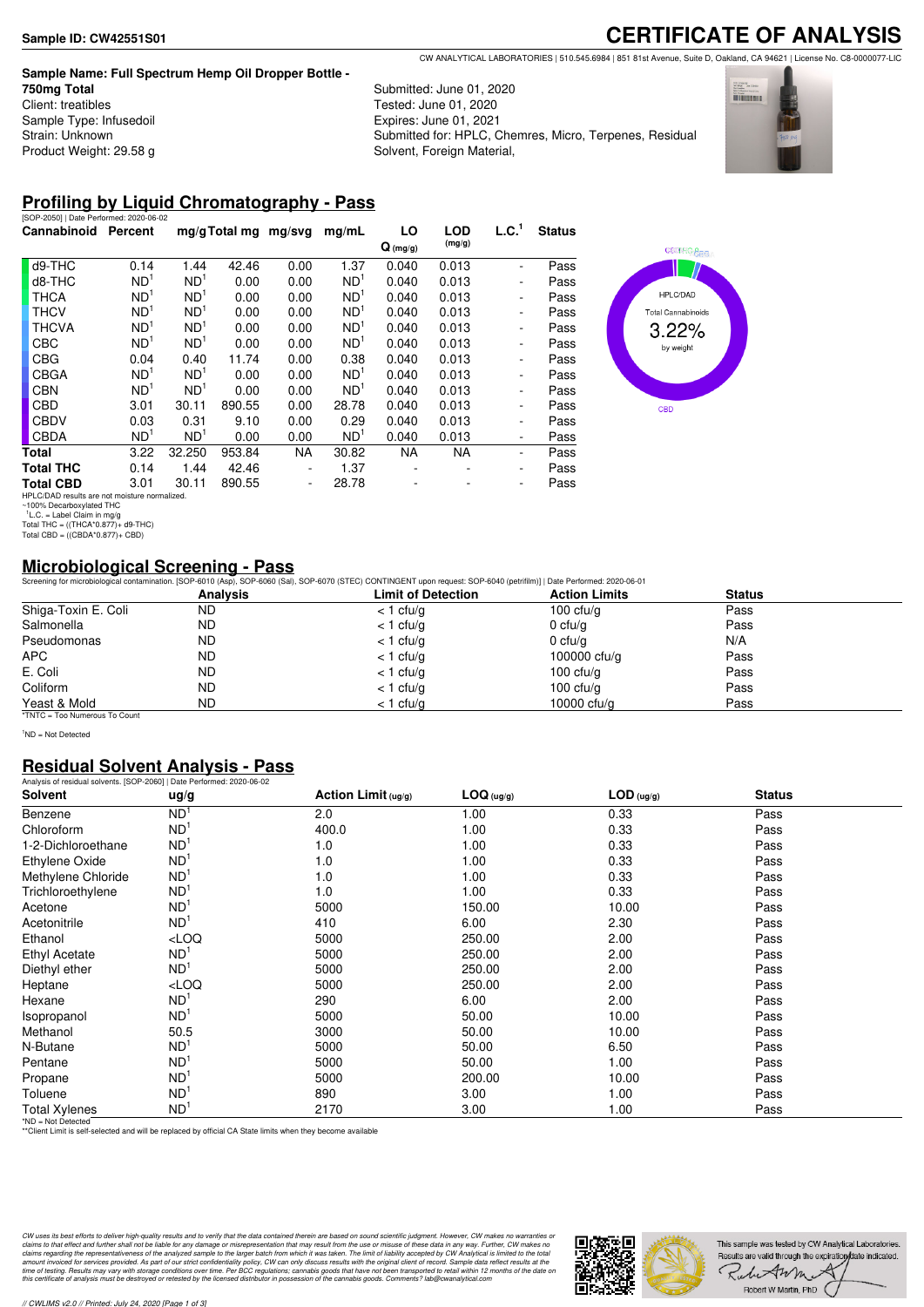**Sample ID: CW42551S01**

# CERTIFICATE OF ANALYSIS

CW ANALYTICAL LABORATORIES | 510.545.6984 | 851 81st Avenue, Suite D, Oakland, CA 94621 | License No. C8-0000077-LIC

**Sample Name: Full Spectrum Hemp Oil Dropper Bottle - 750mg Total**
Client: treatibles
Sample Type: Infusedoil
Strain: Unknown
Product Weight: 29.58 g

Submitted: June 01, 2020
Tested: June 01, 2020
Expires: June 01, 2021
Submitted for: HPLC, Chemres, Micro, Terpenes, Residual Solvent, Foreign Material,

## Profiling by Liquid Chromatography - Pass

[SOP-2050] | Date Performed: 2020-06-02

| Cannabinoid | Percent | mg/g | Total mg | mg/svg | mg/mL | LOQ (mg/g) | LOD (mg/g) | L.C.[1] | Status |
|---|---|---|---|---|---|---|---|---|---|
| d9-THC | 0.14 | 1.44 | 42.46 | 0.00 | 1.37 | 0.040 | 0.013 | - | Pass |
| d8-THC | ND[1] | ND[1] | 0.00 | 0.00 | ND[1] | 0.040 | 0.013 | - | Pass |
| THCA | ND[1] | ND[1] | 0.00 | 0.00 | ND[1] | 0.040 | 0.013 | - | Pass |
| THCV | ND[1] | ND[1] | 0.00 | 0.00 | ND[1] | 0.040 | 0.013 | - | Pass |
| THCVA | ND[1] | ND[1] | 0.00 | 0.00 | ND[1] | 0.040 | 0.013 | - | Pass |
| CBC | ND[1] | ND[1] | 0.00 | 0.00 | ND[1] | 0.040 | 0.013 | - | Pass |
| CBG | 0.04 | 0.40 | 11.74 | 0.00 | 0.38 | 0.040 | 0.013 | - | Pass |
| CBGA | ND[1] | ND[1] | 0.00 | 0.00 | ND[1] | 0.040 | 0.013 | - | Pass |
| CBN | ND[1] | ND[1] | 0.00 | 0.00 | ND[1] | 0.040 | 0.013 | - | Pass |
| CBD | 3.01 | 30.11 | 890.55 | 0.00 | 28.78 | 0.040 | 0.013 | - | Pass |
| CBDV | 0.03 | 0.31 | 9.10 | 0.00 | 0.29 | 0.040 | 0.013 | - | Pass |
| CBDA | ND[1] | ND[1] | 0.00 | 0.00 | ND[1] | 0.040 | 0.013 | - | Pass |
| **Total** | 3.22 | 32.250 | 953.84 | NA | 30.82 | NA | NA | - | Pass |
| **Total THC** | 0.14 | 1.44 | 42.46 | - | 1.37 | - | - | - | Pass |
| **Total CBD** | 3.01 | 30.11 | 890.55 | - | 28.78 | - | - | - | Pass |

HPLC/DAD results are not moisture normalized.
~100% Decarboxylated THC
[1]L.C. = Label Claim in mg/g
Total THC = ((THCA*0.877)+ d9-THC)
Total CBD = ((CBDA*0.877)+ CBD)

HPLC/DAD
Total Cannabinoids
3.22%
by weight
CBD

## Microbiological Screening - Pass

Screening for microbiological contamination. [SOP-6010 (Asp), SOP-6060 (Sal), SOP-6070 (STEC) CONTINGENT upon request: SOP-6040 (petrifilm)] | Date Performed: 2020-06-01

| | Analysis | Limit of Detection | Action Limits | Status |
|---|---|---|---|---|
| Shiga-Toxin E. Coli | ND | < 1 cfu/g | 100 cfu/g | Pass |
| Salmonella | ND | < 1 cfu/g | 0 cfu/g | Pass |
| Pseudomonas | ND | < 1 cfu/g | 0 cfu/g | N/A |
| APC | ND | < 1 cfu/g | 100000 cfu/g | Pass |
| E. Coli | ND | < 1 cfu/g | 100 cfu/g | Pass |
| Coliform | ND | < 1 cfu/g | 100 cfu/g | Pass |
| Yeast & Mold | ND | < 1 cfu/g | 10000 cfu/g | Pass |

*TNTC = Too Numerous To Count

[1]ND = Not Detected

## Residual Solvent Analysis - Pass

Analysis of residual solvents. [SOP-2060] | Date Performed: 2020-06-02

| Solvent | ug/g | Action Limit (ug/g) | LOQ (ug/g) | LOD (ug/g) | Status |
|---|---|---|---|---|---|
| Benzene | ND[1] | 2.0 | 1.00 | 0.33 | Pass |
| Chloroform | ND[1] | 400.0 | 1.00 | 0.33 | Pass |
| 1-2-Dichloroethane | ND[1] | 1.0 | 1.00 | 0.33 | Pass |
| Ethylene Oxide | ND[1] | 1.0 | 1.00 | 0.33 | Pass |
| Methylene Chloride | ND[1] | 1.0 | 1.00 | 0.33 | Pass |
| Trichloroethylene | ND[1] | 1.0 | 1.00 | 0.33 | Pass |
| Acetone | ND[1] | 5000 | 150.00 | 10.00 | Pass |
| Acetonitrile | ND[1] | 410 | 6.00 | 2.30 | Pass |
| Ethanol | <LOQ | 5000 | 250.00 | 2.00 | Pass |
| Ethyl Acetate | ND[1] | 5000 | 250.00 | 2.00 | Pass |
| Diethyl ether | ND[1] | 5000 | 250.00 | 2.00 | Pass |
| Heptane | <LOQ | 5000 | 250.00 | 2.00 | Pass |
| Hexane | ND[1] | 290 | 6.00 | 2.00 | Pass |
| Isopropanol | ND[1] | 5000 | 50.00 | 10.00 | Pass |
| Methanol | 50.5 | 3000 | 50.00 | 10.00 | Pass |
| N-Butane | ND[1] | 5000 | 50.00 | 6.50 | Pass |
| Pentane | ND[1] | 5000 | 50.00 | 1.00 | Pass |
| Propane | ND[1] | 5000 | 200.00 | 10.00 | Pass |
| Toluene | ND[1] | 890 | 3.00 | 1.00 | Pass |
| Total Xylenes | ND[1] | 2170 | 3.00 | 1.00 | Pass |

*ND = Not Detected
**Client Limit is self-selected and will be replaced by official CA State limits when they become available

*CW uses its best efforts to deliver high-quality results and to verify that the data contained therein are based on sound scientific judgment. However, CW makes no warranties or claims to that effect and further shall not be liable for any damage or misrepresentation that may result from the use or misuse of these data in any way. Further, CW makes no claims regarding the representativeness of the analyzed sample to the larger batch from which it was taken. The limit of liability accepted by CW Analytical is limited to the total amount invoiced for services provided. As part of our strict confidentiality policy, CW can only discuss results with the original client of record. Sample data reflect results at the time of testing. Results may vary with storage conditions over time. Per BCC regulations; cannabis goods that have not been transported to retail within 12 months of the date on this certificate of analysis must be destroyed or retested by the licensed distributor in possession of the cannabis goods. Comments? lab@cwanalytical.com*

This sample was tested by CW Analytical Laboratories. Results are valid through the expiration date indicated.
Robert W Martin, PhD

// CWLIMS v2.0 // Printed: July 24, 2020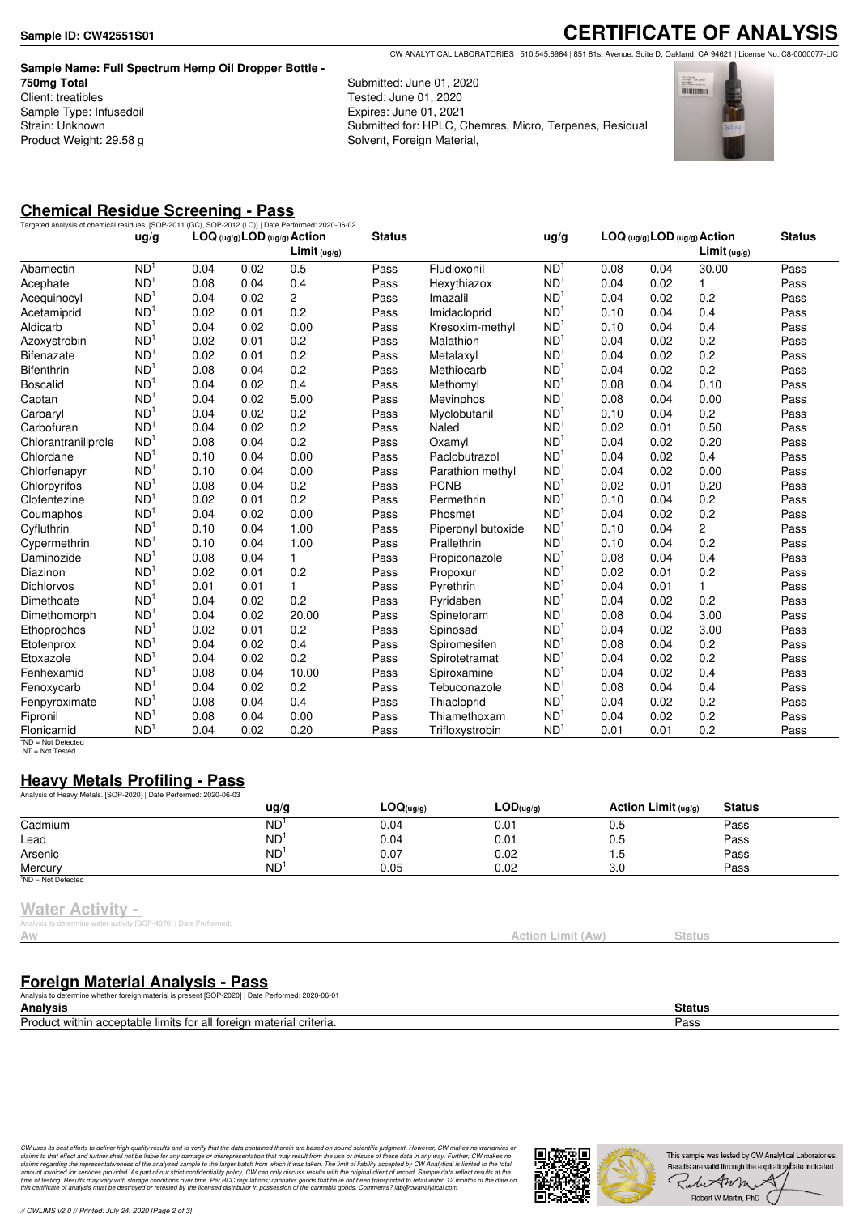Sample ID: CW42551S01

# CERTIFICATE OF ANALYSIS

CW ANALYTICAL LABORATORIES | 510.545.6984 | 851 81st Avenue, Suite D, Oakland, CA 94621 | License No. C8-0000077-LIC

**Sample Name: Full Spectrum Hemp Oil Dropper Bottle - 750mg Total**
Client: treatibles
Sample Type: Infusedoil
Strain: Unknown
Product Weight: 29.58 g

Submitted: June 01, 2020
Tested: June 01, 2020
Expires: June 01, 2021
Submitted for: HPLC, Chemres, Micro, Terpenes, Residual Solvent, Foreign Material,

## Chemical Residue Screening - Pass

Targeted analysis of chemical residues. [SOP-2011 (GC), SOP-2012 (LC)] | Date Performed: 2020-06-02

| | ug/g | LOQ (ug/g) | LOD (ug/g) | Action Limit (ug/g) | Status | | ug/g | LOQ (ug/g) | LOD (ug/g) | Action Limit (ug/g) | Status |
|---|---|---|---|---|---|---|---|---|---|---|---|
| Abamectin | ND[1] | 0.04 | 0.02 | 0.5 | Pass | Fludioxonil | ND[1] | 0.08 | 0.04 | 30.00 | Pass |
| Acephate | ND[1] | 0.08 | 0.04 | 0.4 | Pass | Hexythiazox | ND[1] | 0.04 | 0.02 | 1 | Pass |
| Acequinocyl | ND[1] | 0.04 | 0.02 | 2 | Pass | Imazalil | ND[1] | 0.04 | 0.02 | 0.2 | Pass |
| Acetamiprid | ND[1] | 0.02 | 0.01 | 0.2 | Pass | Imidacloprid | ND[1] | 0.10 | 0.04 | 0.4 | Pass |
| Aldicarb | ND[1] | 0.04 | 0.02 | 0.00 | Pass | Kresoxim-methyl | ND[1] | 0.10 | 0.04 | 0.4 | Pass |
| Azoxystrobin | ND[1] | 0.02 | 0.01 | 0.2 | Pass | Malathion | ND[1] | 0.04 | 0.02 | 0.2 | Pass |
| Bifenazate | ND[1] | 0.02 | 0.01 | 0.2 | Pass | Metalaxyl | ND[1] | 0.04 | 0.02 | 0.2 | Pass |
| Bifenthrin | ND[1] | 0.08 | 0.04 | 0.2 | Pass | Methiocarb | ND[1] | 0.04 | 0.02 | 0.2 | Pass |
| Boscalid | ND[1] | 0.04 | 0.02 | 0.4 | Pass | Methomyl | ND[1] | 0.08 | 0.04 | 0.10 | Pass |
| Captan | ND[1] | 0.04 | 0.02 | 5.00 | Pass | Mevinphos | ND[1] | 0.08 | 0.04 | 0.00 | Pass |
| Carbaryl | ND[1] | 0.04 | 0.02 | 0.2 | Pass | Myclobutanil | ND[1] | 0.10 | 0.04 | 0.2 | Pass |
| Carbofuran | ND[1] | 0.04 | 0.02 | 0.2 | Pass | Naled | ND[1] | 0.02 | 0.01 | 0.50 | Pass |
| Chlorantraniliprole | ND[1] | 0.08 | 0.04 | 0.2 | Pass | Oxamyl | ND[1] | 0.04 | 0.02 | 0.20 | Pass |
| Chlordane | ND[1] | 0.10 | 0.04 | 0.00 | Pass | Paclobutrazol | ND[1] | 0.04 | 0.02 | 0.4 | Pass |
| Chlorfenapyr | ND[1] | 0.10 | 0.04 | 0.00 | Pass | Parathion methyl | ND[1] | 0.04 | 0.02 | 0.00 | Pass |
| Chlorpyrifos | ND[1] | 0.08 | 0.04 | 0.2 | Pass | PCNB | ND[1] | 0.02 | 0.01 | 0.20 | Pass |
| Clofentezine | ND[1] | 0.02 | 0.01 | 0.2 | Pass | Permethrin | ND[1] | 0.10 | 0.04 | 0.2 | Pass |
| Coumaphos | ND[1] | 0.04 | 0.02 | 0.00 | Pass | Phosmet | ND[1] | 0.04 | 0.02 | 0.2 | Pass |
| Cyfluthrin | ND[1] | 0.10 | 0.04 | 1.00 | Pass | Piperonyl butoxide | ND[1] | 0.10 | 0.04 | 2 | Pass |
| Cypermethrin | ND[1] | 0.10 | 0.04 | 1.00 | Pass | Prallethrin | ND[1] | 0.10 | 0.04 | 0.2 | Pass |
| Daminozide | ND[1] | 0.08 | 0.04 | 1 | Pass | Propiconazole | ND[1] | 0.08 | 0.04 | 0.4 | Pass |
| Diazinon | ND[1] | 0.02 | 0.01 | 0.2 | Pass | Propoxur | ND[1] | 0.02 | 0.01 | 0.2 | Pass |
| Dichlorvos | ND[1] | 0.01 | 0.01 | 1 | Pass | Pyrethrin | ND[1] | 0.04 | 0.01 | 1 | Pass |
| Dimethoate | ND[1] | 0.04 | 0.02 | 0.2 | Pass | Pyridaben | ND[1] | 0.04 | 0.02 | 0.2 | Pass |
| Dimethomorph | ND[1] | 0.04 | 0.02 | 20.00 | Pass | Spinetoram | ND[1] | 0.08 | 0.04 | 3.00 | Pass |
| Ethoprophos | ND[1] | 0.02 | 0.01 | 0.2 | Pass | Spinosad | ND[1] | 0.04 | 0.02 | 3.00 | Pass |
| Etofenprox | ND[1] | 0.04 | 0.02 | 0.4 | Pass | Spiromesifen | ND[1] | 0.08 | 0.04 | 0.2 | Pass |
| Etoxazole | ND[1] | 0.04 | 0.02 | 0.2 | Pass | Spirotetramat | ND[1] | 0.04 | 0.02 | 0.2 | Pass |
| Fenhexamid | ND[1] | 0.08 | 0.04 | 10.00 | Pass | Spiroxamine | ND[1] | 0.04 | 0.02 | 0.4 | Pass |
| Fenoxycarb | ND[1] | 0.04 | 0.02 | 0.2 | Pass | Tebuconazole | ND[1] | 0.08 | 0.04 | 0.4 | Pass |
| Fenpyroximate | ND[1] | 0.08 | 0.04 | 0.4 | Pass | Thiacloprid | ND[1] | 0.04 | 0.02 | 0.2 | Pass |
| Fipronil | ND[1] | 0.08 | 0.04 | 0.00 | Pass | Thiamethoxam | ND[1] | 0.04 | 0.02 | 0.2 | Pass |
| Flonicamid | ND[1] | 0.04 | 0.02 | 0.20 | Pass | Trifloxystrobin | ND[1] | 0.01 | 0.01 | 0.2 | Pass |

[1]ND = Not Detected
NT = Not Tested

## Heavy Metals Profiling - Pass

Analysis of Heavy Metals. [SOP-2020] | Date Performed: 2020-06-03

| | ug/g | LOQ(ug/g) | LOD(ug/g) | Action Limit (ug/g) | Status |
|---|---|---|---|---|---|
| Cadmium | ND[1] | 0.04 | 0.01 | 0.5 | Pass |
| Lead | ND[1] | 0.04 | 0.01 | 0.5 | Pass |
| Arsenic | ND[1] | 0.07 | 0.02 | 1.5 | Pass |
| Mercury | ND[1] | 0.05 | 0.02 | 3.0 | Pass |

[1]ND = Not Detected

## Water Activity -

Analysis to determine water activity [SOP-4070] | Date Performed:

| Aw | Action Limit (Aw) | Status |
|---|---|---|

## Foreign Material Analysis - Pass

Analysis to determine whether foreign material is present [SOP-2020] | Date Performed: 2020-06-01

| Analysis | Status |
|---|---|
| Product within acceptable limits for all foreign material criteria. | Pass |

*CW uses its best efforts to deliver high-quality results and to verify that the data contained therein are based on sound scientific judgment. However, CW makes no warranties or claims to that effect and further shall not be liable for any damage or misrepresentation that may result from the use or misuse of these data in any way. Further, CW makes no claims regarding the representativeness of the analyzed sample to the larger batch from which it was taken. The limit of liability accepted by CW Analytical is limited to the total amount invoiced for services provided. As part of our strict confidentiality policy, CW can only discuss results with the original client of record. Sample data reflect results at the time of testing. Results may vary with storage conditions over time. Per BCC regulations; cannabis goods that have not been transported to retail within 12 months of the date on this certificate of analysis must be destroyed or retested by the licensed distributor in possession of the cannabis goods. Comments? lab@cwanalytical.com*

This sample was tested by CW Analytical Laboratories. Results are valid through the expiration date indicated.

Robert W Martin, PhD

// CWLIMS v2.0 // Printed: July 24, 2020 [Page 2 of 3]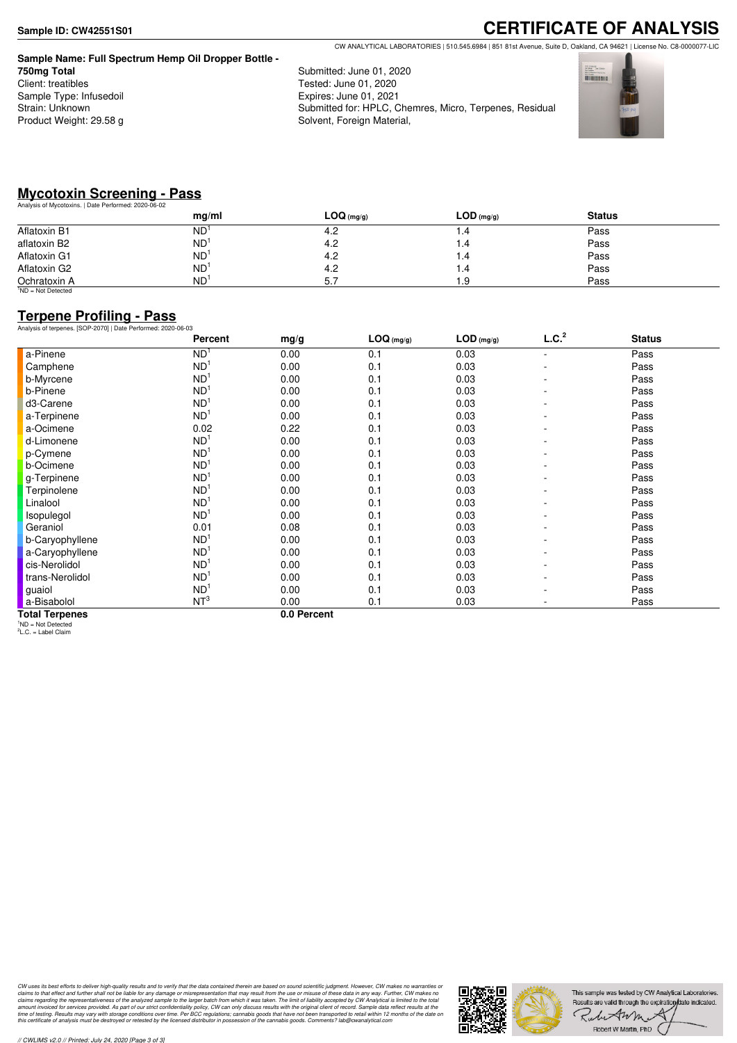Sample ID: CW42551S01

# CERTIFICATE OF ANALYSIS

CW ANALYTICAL LABORATORIES | 510.545.6984 | 851 81st Avenue, Suite D, Oakland, CA 94621 | License No. C8-0000077-LIC

**Sample Name: Full Spectrum Hemp Oil Dropper Bottle - 750mg Total**
Client: treatibles
Sample Type: Infusedoil
Strain: Unknown
Product Weight: 29.58 g

Submitted: June 01, 2020
Tested: June 01, 2020
Expires: June 01, 2021
Submitted for: HPLC, Chemres, Micro, Terpenes, Residual Solvent, Foreign Material,

## Mycotoxin Screening - Pass

Analysis of Mycotoxins. | Date Performed: 2020-06-02

| | mg/ml | LOQ (mg/g) | LOD (mg/g) | Status |
|---|---|---|---|---|
| Aflatoxin B1 | ND[1] | 4.2 | 1.4 | Pass |
| aflatoxin B2 | ND[1] | 4.2 | 1.4 | Pass |
| Aflatoxin G1 | ND[1] | 4.2 | 1.4 | Pass |
| Aflatoxin G2 | ND[1] | 4.2 | 1.4 | Pass |
| Ochratoxin A | ND[1] | 5.7 | 1.9 | Pass |

[1]ND = Not Detected

## Terpene Profiling - Pass

Analysis of terpenes. [SOP-2070] | Date Performed: 2020-06-03

| | Percent | mg/g | LOQ (mg/g) | LOD (mg/g) | L.C.[2] | Status |
|---|---|---|---|---|---|---|
| a-Pinene | ND[1] | 0.00 | 0.1 | 0.03 | - | Pass |
| Camphene | ND[1] | 0.00 | 0.1 | 0.03 | - | Pass |
| b-Myrcene | ND[1] | 0.00 | 0.1 | 0.03 | - | Pass |
| b-Pinene | ND[1] | 0.00 | 0.1 | 0.03 | - | Pass |
| d3-Carene | ND[1] | 0.00 | 0.1 | 0.03 | - | Pass |
| a-Terpinene | ND[1] | 0.00 | 0.1 | 0.03 | - | Pass |
| a-Ocimene | 0.02 | 0.22 | 0.1 | 0.03 | - | Pass |
| d-Limonene | ND[1] | 0.00 | 0.1 | 0.03 | - | Pass |
| p-Cymene | ND[1] | 0.00 | 0.1 | 0.03 | - | Pass |
| b-Ocimene | ND[1] | 0.00 | 0.1 | 0.03 | - | Pass |
| g-Terpinene | ND[1] | 0.00 | 0.1 | 0.03 | - | Pass |
| Terpinolene | ND[1] | 0.00 | 0.1 | 0.03 | - | Pass |
| Linalool | ND[1] | 0.00 | 0.1 | 0.03 | - | Pass |
| Isopulegol | ND[1] | 0.00 | 0.1 | 0.03 | - | Pass |
| Geraniol | 0.01 | 0.08 | 0.1 | 0.03 | - | Pass |
| b-Caryophyllene | ND[1] | 0.00 | 0.1 | 0.03 | - | Pass |
| a-Caryophyllene | ND[1] | 0.00 | 0.1 | 0.03 | - | Pass |
| cis-Nerolidol | ND[1] | 0.00 | 0.1 | 0.03 | - | Pass |
| trans-Nerolidol | ND[1] | 0.00 | 0.1 | 0.03 | - | Pass |
| guaiol | ND[1] | 0.00 | 0.1 | 0.03 | - | Pass |
| a-Bisabolol | NT[3] | 0.00 | 0.1 | 0.03 | - | Pass |
| **Total Terpenes** | | **0.0 Percent** | | | | |

[1]ND = Not Detected
[2]L.C. = Label Claim

CW uses its best efforts to deliver high-quality results and to verify that the data contained therein are based on sound scientific judgment. However, CW makes no warranties or claims to that effect and further shall not be liable for any damage or misrepresentation that may result from the use or misuse of these data in any way. Further, CW makes no claims regarding the representativeness of the analyzed sample to the larger batch from which it was taken. The limit of liability accepted by CW Analytical is limited to the total amount invoiced for services provided. As part of our strict confidentiality policy, CW can only discuss results with the original client of record. Sample data reflect results at the time of testing. Results may vary with storage conditions over time. Per BCC regulations; cannabis goods that have not been transported to retail within 12 months of the date on this certificate of analysis must be destroyed or retested by the licensed distributor in possession of the cannabis goods. Comments? lab@cwanalytical.com

This sample was tested by CW Analytical Laboratories. Results are valid through the expiration date indicated.

Robert W Martin, PhD

// CWLIMS v2.0 // Printed: July 24, 2020 [Page 3 of 3]